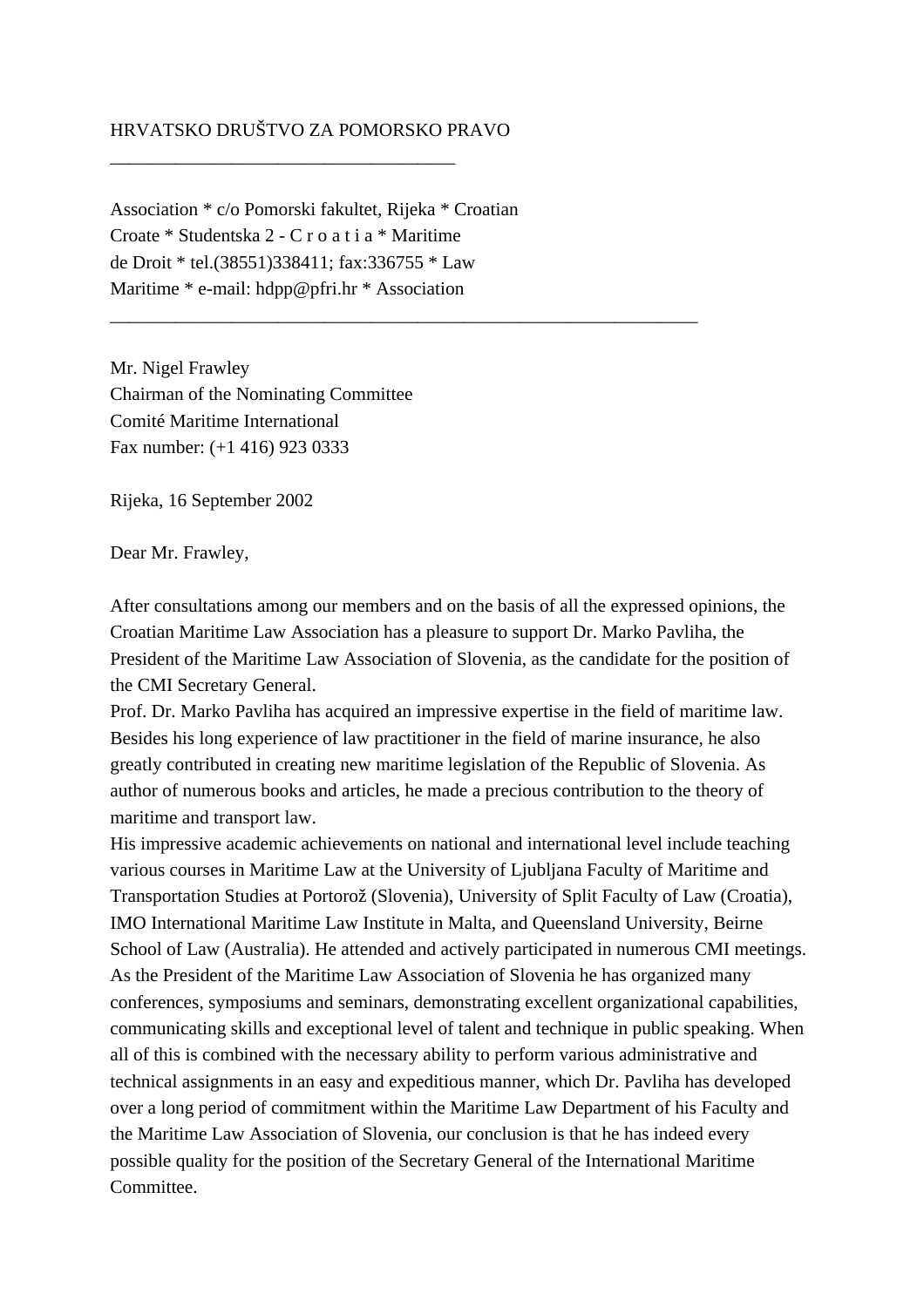HRVATSKO DRUŠTVO ZA POMORSKO PRAVO

---

Association * c/o Pomorski fakultet, Rijeka * Croatian
Croate * Studentska 2 - C r o a t i a * Maritime
de Droit * tel.(38551)338411; fax:336755 * Law
Maritime * e-mail: hdpp@pfri.hr * Association

---

Mr. Nigel Frawley
Chairman of the Nominating Committee
Comité Maritime International
Fax number: (+1 416) 923 0333

Rijeka, 16 September 2002

Dear Mr. Frawley,

After consultations among our members and on the basis of all the expressed opinions, the Croatian Maritime Law Association has a pleasure to support Dr. Marko Pavliha, the President of the Maritime Law Association of Slovenia, as the candidate for the position of the CMI Secretary General.

Prof. Dr. Marko Pavliha has acquired an impressive expertise in the field of maritime law. Besides his long experience of law practitioner in the field of marine insurance, he also greatly contributed in creating new maritime legislation of the Republic of Slovenia. As author of numerous books and articles, he made a precious contribution to the theory of maritime and transport law.

His impressive academic achievements on national and international level include teaching various courses in Maritime Law at the University of Ljubljana Faculty of Maritime and Transportation Studies at Portorož (Slovenia), University of Split Faculty of Law (Croatia), IMO International Maritime Law Institute in Malta, and Queensland University, Beirne School of Law (Australia). He attended and actively participated in numerous CMI meetings.

As the President of the Maritime Law Association of Slovenia he has organized many conferences, symposiums and seminars, demonstrating excellent organizational capabilities, communicating skills and exceptional level of talent and technique in public speaking. When all of this is combined with the necessary ability to perform various administrative and technical assignments in an easy and expeditious manner, which Dr. Pavliha has developed over a long period of commitment within the Maritime Law Department of his Faculty and the Maritime Law Association of Slovenia, our conclusion is that he has indeed every possible quality for the position of the Secretary General of the International Maritime Committee.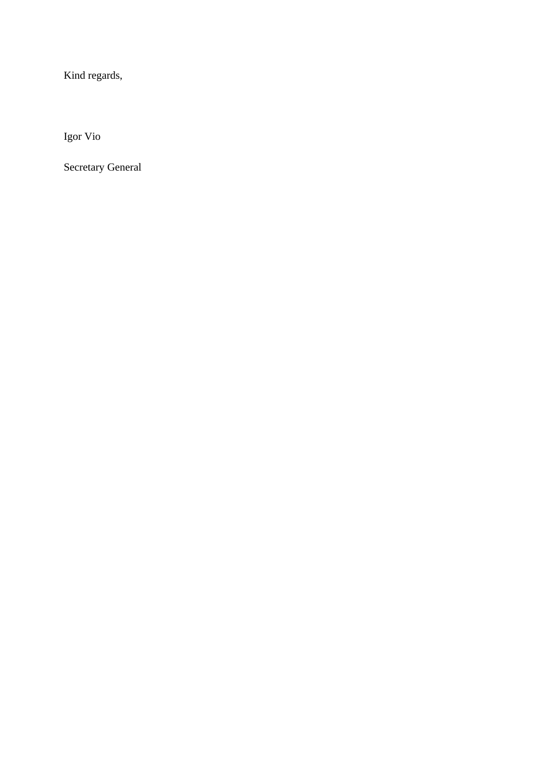Kind regards,

Igor Vio

Secretary General